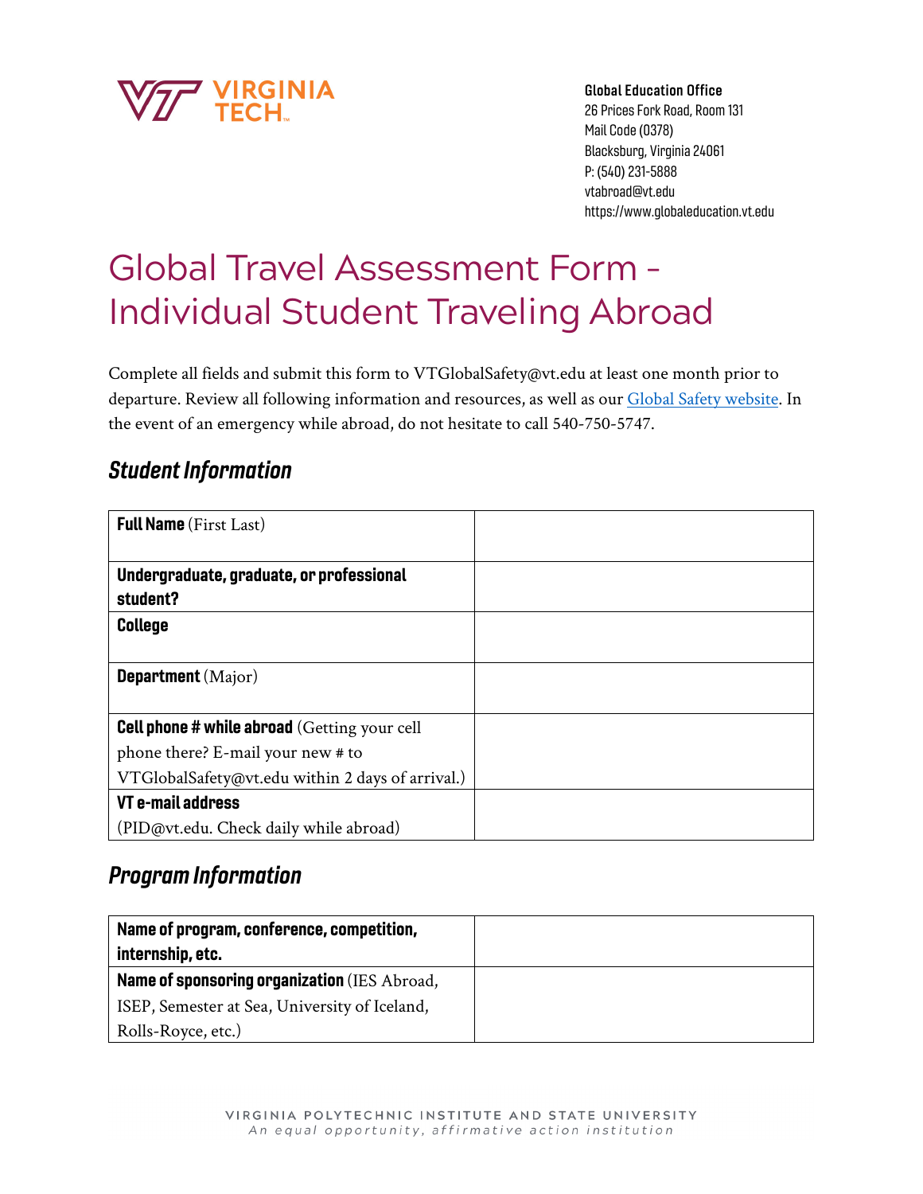Virginia Tech

**Global Education Office**
26 Prices Fork Road, Room 131
Mail Code (0378)
Blacksburg, Virginia 24061
P: (540) 231-5888
vtabroad@vt.edu
https://www.globaleducation.vt.edu

# Global Travel Assessment Form - Individual Student Traveling Abroad

Complete all fields and submit this form to VTGlobalSafety@vt.edu at least one month prior to departure. Review all following information and resources, as well as our Global Safety website. In the event of an emergency while abroad, do not hesitate to call 540-750-5747.

## *Student Information*

| | |
|---|---|
| **Full Name** (First Last) | |
| **Undergraduate, graduate, or professional student?** | |
| **College** | |
| **Department** (Major) | |
| **Cell phone # while abroad** (Getting your cell phone there? E-mail your new # to VTGlobalSafety@vt.edu within 2 days of arrival.) | |
| **VT e-mail address** (PID@vt.edu. Check daily while abroad) | |

## *Program Information*

| | |
|---|---|
| **Name of program, conference, competition, internship, etc.** | |
| **Name of sponsoring organization** (IES Abroad, ISEP, Semester at Sea, University of Iceland, Rolls-Royce, etc.) | |

VIRGINIA POLYTECHNIC INSTITUTE AND STATE UNIVERSITY
*An equal opportunity, affirmative action institution*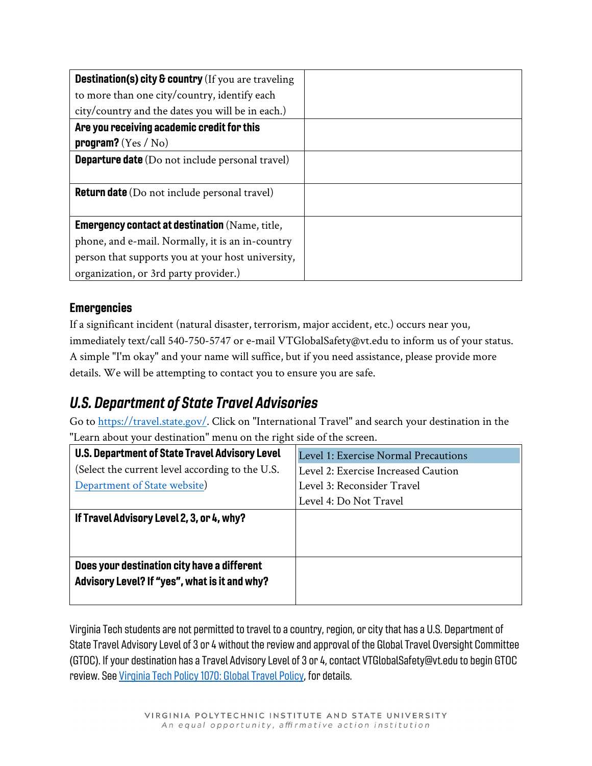| | |
|---|---|
| **Destination(s) city & country** (If you are traveling to more than one city/country, identify each city/country and the dates you will be in each.) | |
| **Are you receiving academic credit for this program?** (Yes / No) | |
| **Departure date** (Do not include personal travel) | |
| **Return date** (Do not include personal travel) | |
| **Emergency contact at destination** (Name, title, phone, and e-mail. Normally, it is an in-country person that supports you at your host university, organization, or 3rd party provider.) | |

### Emergencies

If a significant incident (natural disaster, terrorism, major accident, etc.) occurs near you, immediately text/call 540-750-5747 or e-mail VTGlobalSafety@vt.edu to inform us of your status. A simple "I'm okay" and your name will suffice, but if you need assistance, please provide more details. We will be attempting to contact you to ensure you are safe.

## *U.S. Department of State Travel Advisories*

Go to [https://travel.state.gov/](https://travel.state.gov/). Click on "International Travel" and search your destination in the "Learn about your destination" menu on the right side of the screen.

| | |
|---|---|
| **U.S. Department of State Travel Advisory Level** (Select the current level according to the U.S. [Department of State website](https://travel.state.gov/)) | Level 1: Exercise Normal Precautions<br>Level 2: Exercise Increased Caution<br>Level 3: Reconsider Travel<br>Level 4: Do Not Travel |
| **If Travel Advisory Level 2, 3, or 4, why?** | |
| **Does your destination city have a different Advisory Level? If "yes", what is it and why?** | |

Virginia Tech students are not permitted to travel to a country, region, or city that has a U.S. Department of State Travel Advisory Level of 3 or 4 without the review and approval of the Global Travel Oversight Committee (GTOC). If your destination has a Travel Advisory Level of 3 or 4, contact VTGlobalSafety@vt.edu to begin GTOC review. See [Virginia Tech Policy 1070: Global Travel Policy](), for details.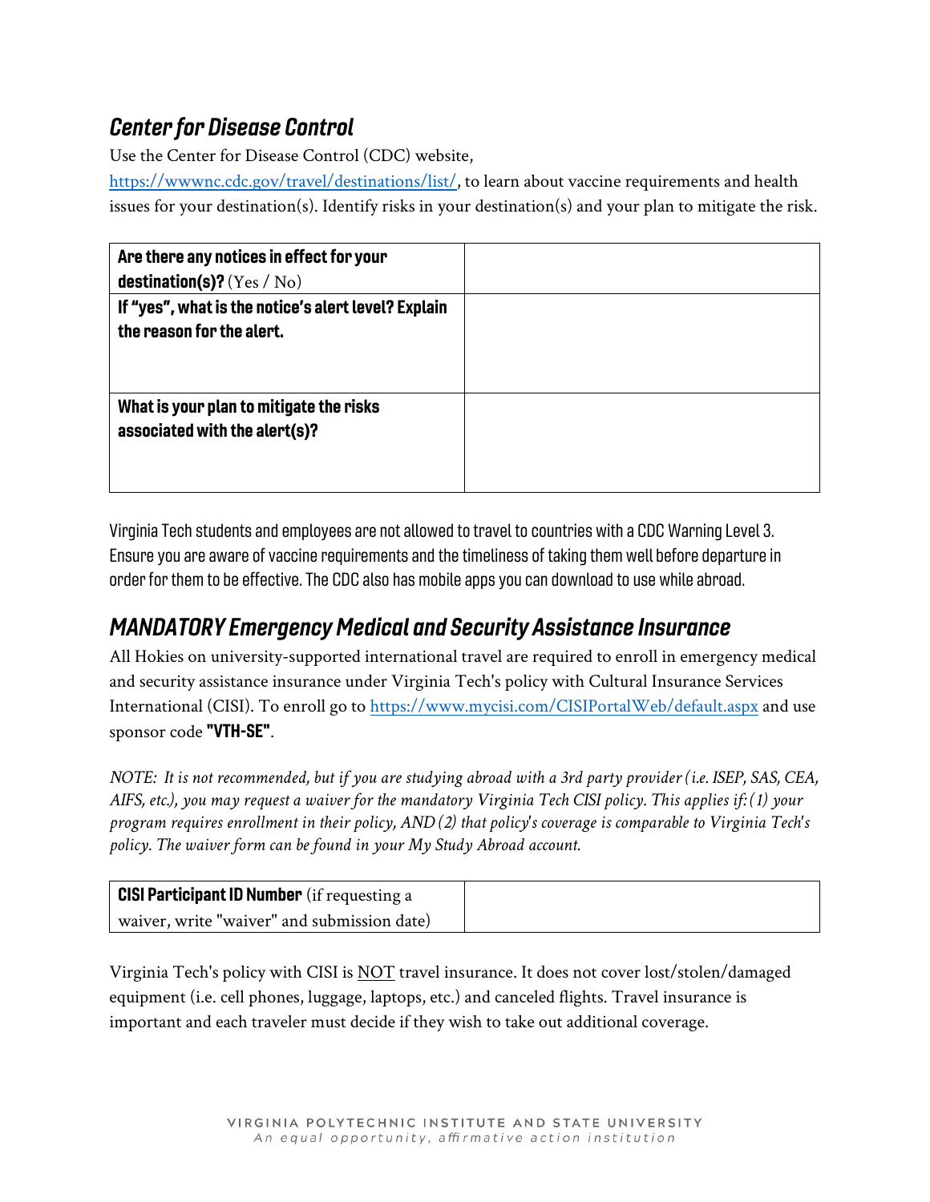## *Center for Disease Control*

Use the Center for Disease Control (CDC) website, https://wwwnc.cdc.gov/travel/destinations/list/, to learn about vaccine requirements and health issues for your destination(s). Identify risks in your destination(s) and your plan to mitigate the risk.

| | |
|---|---|
| **Are there any notices in effect for your destination(s)?** (Yes / No) | |
| **If "yes", what is the notice's alert level? Explain the reason for the alert.** | |
| **What is your plan to mitigate the risks associated with the alert(s)?** | |

Virginia Tech students and employees are not allowed to travel to countries with a CDC Warning Level 3. Ensure you are aware of vaccine requirements and the timeliness of taking them well before departure in order for them to be effective. The CDC also has mobile apps you can download to use while abroad.

## *MANDATORY Emergency Medical and Security Assistance Insurance*

All Hokies on university-supported international travel are required to enroll in emergency medical and security assistance insurance under Virginia Tech's policy with Cultural Insurance Services International (CISI). To enroll go to https://www.mycisi.com/CISIPortalWeb/default.aspx and use sponsor code **"VTH-SE"**.

*NOTE: It is not recommended, but if you are studying abroad with a 3rd party provider (i.e. ISEP, SAS, CEA, AIFS, etc.), you may request a waiver for the mandatory Virginia Tech CISI policy. This applies if: (1) your program requires enrollment in their policy, AND (2) that policy's coverage is comparable to Virginia Tech's policy. The waiver form can be found in your My Study Abroad account.*

| | |
|---|---|
| **CISI Participant ID Number** (if requesting a waiver, write "waiver" and submission date) | |

Virginia Tech's policy with CISI is NOT travel insurance. It does not cover lost/stolen/damaged equipment (i.e. cell phones, luggage, laptops, etc.) and canceled flights. Travel insurance is important and each traveler must decide if they wish to take out additional coverage.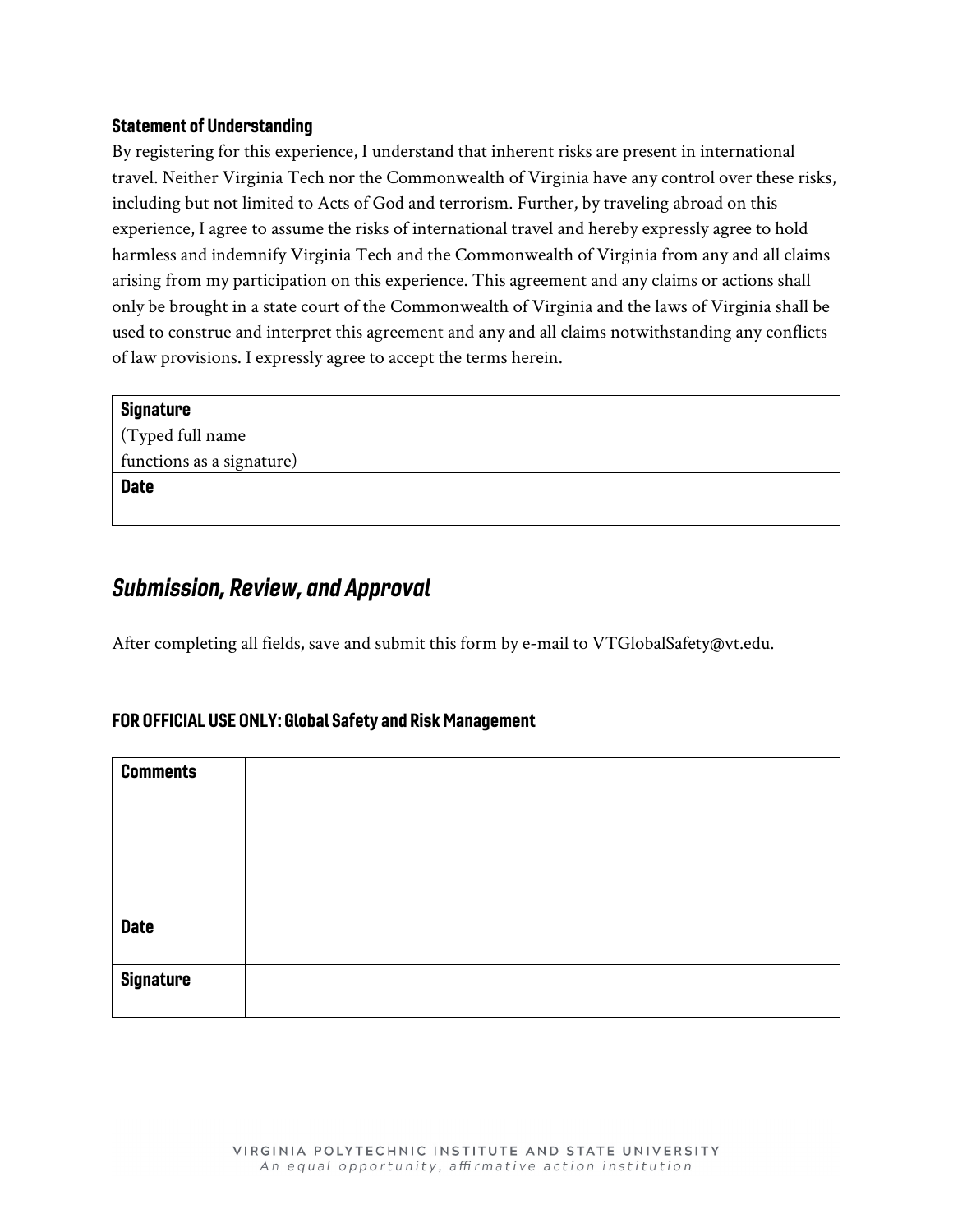### Statement of Understanding

By registering for this experience, I understand that inherent risks are present in international travel. Neither Virginia Tech nor the Commonwealth of Virginia have any control over these risks, including but not limited to Acts of God and terrorism. Further, by traveling abroad on this experience, I agree to assume the risks of international travel and hereby expressly agree to hold harmless and indemnify Virginia Tech and the Commonwealth of Virginia from any and all claims arising from my participation on this experience. This agreement and any claims or actions shall only be brought in a state court of the Commonwealth of Virginia and the laws of Virginia shall be used to construe and interpret this agreement and any and all claims notwithstanding any conflicts of law provisions. I expressly agree to accept the terms herein.

| **Signature** (Typed full name functions as a signature) | |
|---|---|
| **Date** | |

## *Submission, Review, and Approval*

After completing all fields, save and submit this form by e-mail to VTGlobalSafety@vt.edu.

### FOR OFFICIAL USE ONLY: Global Safety and Risk Management

| **Comments** | |
|---|---|
| **Date** | |
| **Signature** | |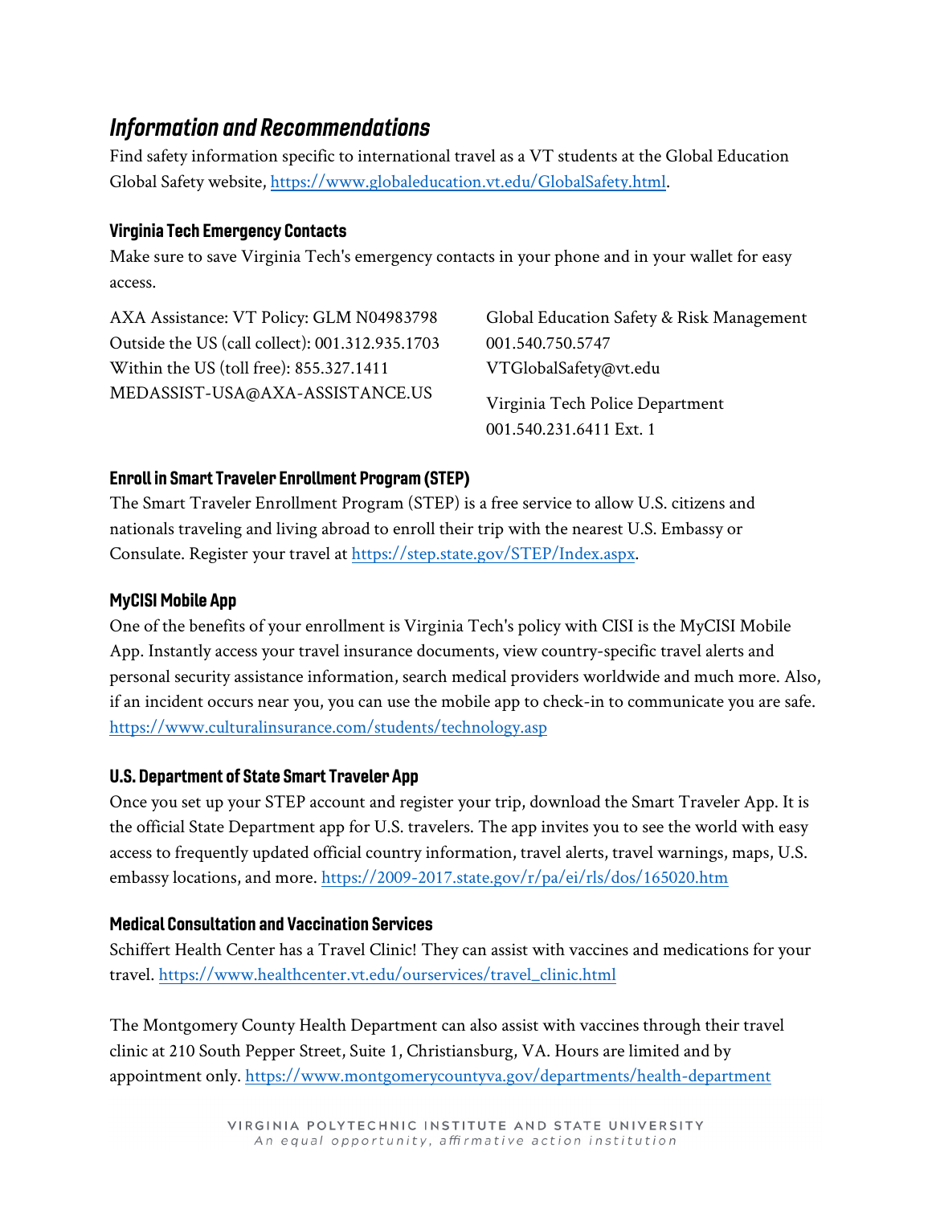## *Information and Recommendations*

Find safety information specific to international travel as a VT students at the Global Education Global Safety website, https://www.globaleducation.vt.edu/GlobalSafety.html.

### Virginia Tech Emergency Contacts

Make sure to save Virginia Tech's emergency contacts in your phone and in your wallet for easy access.

AXA Assistance: VT Policy: GLM N04983798
Outside the US (call collect): 001.312.935.1703
Within the US (toll free): 855.327.1411
MEDASSIST-USA@AXA-ASSISTANCE.US

Global Education Safety & Risk Management
001.540.750.5747
VTGlobalSafety@vt.edu

Virginia Tech Police Department
001.540.231.6411 Ext. 1

### Enroll in Smart Traveler Enrollment Program (STEP)

The Smart Traveler Enrollment Program (STEP) is a free service to allow U.S. citizens and nationals traveling and living abroad to enroll their trip with the nearest U.S. Embassy or Consulate. Register your travel at https://step.state.gov/STEP/Index.aspx.

### MyCISI Mobile App

One of the benefits of your enrollment is Virginia Tech's policy with CISI is the MyCISI Mobile App. Instantly access your travel insurance documents, view country-specific travel alerts and personal security assistance information, search medical providers worldwide and much more. Also, if an incident occurs near you, you can use the mobile app to check-in to communicate you are safe. https://www.culturalinsurance.com/students/technology.asp

### U.S. Department of State Smart Traveler App

Once you set up your STEP account and register your trip, download the Smart Traveler App. It is the official State Department app for U.S. travelers. The app invites you to see the world with easy access to frequently updated official country information, travel alerts, travel warnings, maps, U.S. embassy locations, and more. https://2009-2017.state.gov/r/pa/ei/rls/dos/165020.htm

### Medical Consultation and Vaccination Services

Schiffert Health Center has a Travel Clinic! They can assist with vaccines and medications for your travel. https://www.healthcenter.vt.edu/ourservices/travel_clinic.html

The Montgomery County Health Department can also assist with vaccines through their travel clinic at 210 South Pepper Street, Suite 1, Christiansburg, VA. Hours are limited and by appointment only. https://www.montgomerycountyva.gov/departments/health-department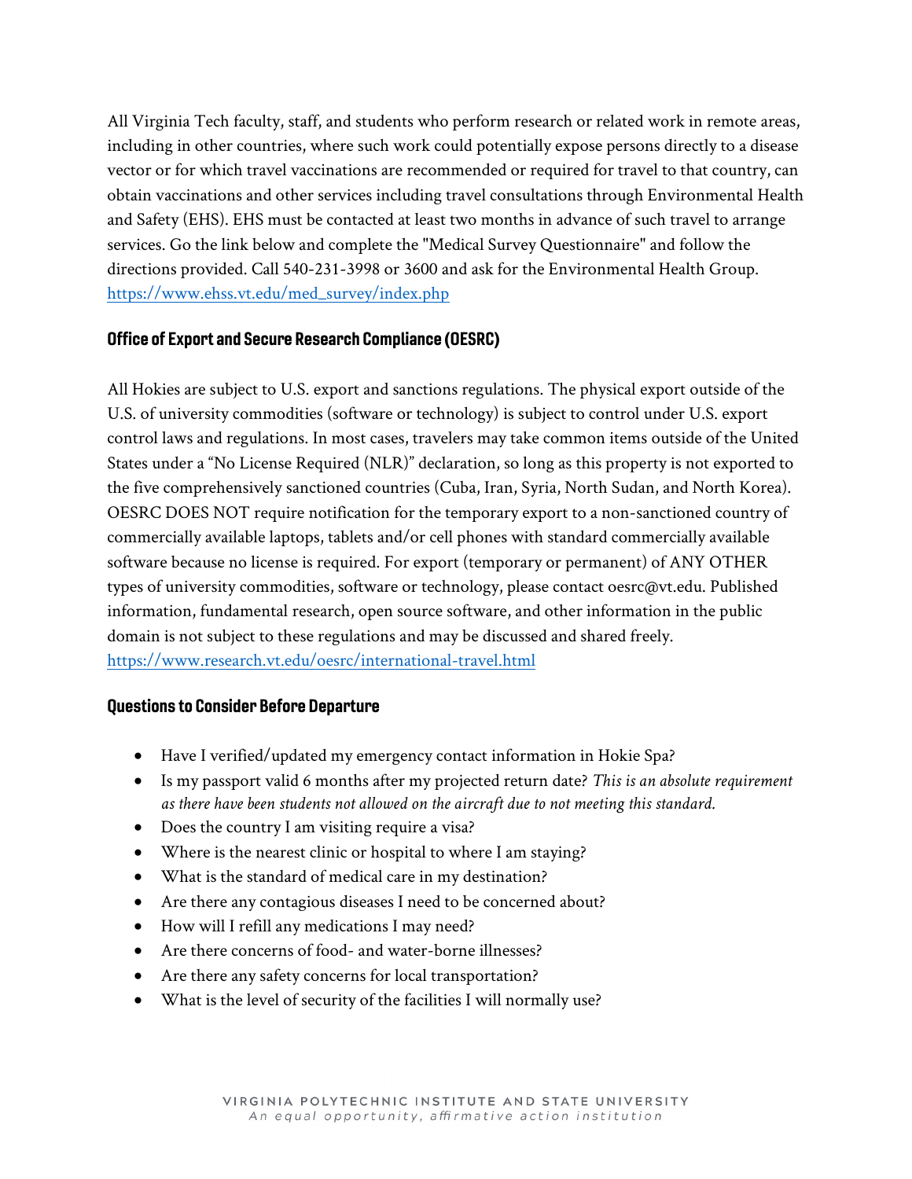All Virginia Tech faculty, staff, and students who perform research or related work in remote areas, including in other countries, where such work could potentially expose persons directly to a disease vector or for which travel vaccinations are recommended or required for travel to that country, can obtain vaccinations and other services including travel consultations through Environmental Health and Safety (EHS). EHS must be contacted at least two months in advance of such travel to arrange services. Go the link below and complete the "Medical Survey Questionnaire" and follow the directions provided. Call 540-231-3998 or 3600 and ask for the Environmental Health Group. https://www.ehss.vt.edu/med_survey/index.php

### Office of Export and Secure Research Compliance (OESRC)

All Hokies are subject to U.S. export and sanctions regulations. The physical export outside of the U.S. of university commodities (software or technology) is subject to control under U.S. export control laws and regulations. In most cases, travelers may take common items outside of the United States under a "No License Required (NLR)" declaration, so long as this property is not exported to the five comprehensively sanctioned countries (Cuba, Iran, Syria, North Sudan, and North Korea). OESRC DOES NOT require notification for the temporary export to a non-sanctioned country of commercially available laptops, tablets and/or cell phones with standard commercially available software because no license is required. For export (temporary or permanent) of ANY OTHER types of university commodities, software or technology, please contact oesrc@vt.edu. Published information, fundamental research, open source software, and other information in the public domain is not subject to these regulations and may be discussed and shared freely. https://www.research.vt.edu/oesrc/international-travel.html

### Questions to Consider Before Departure

- Have I verified/updated my emergency contact information in Hokie Spa?
- Is my passport valid 6 months after my projected return date? *This is an absolute requirement as there have been students not allowed on the aircraft due to not meeting this standard.*
- Does the country I am visiting require a visa?
- Where is the nearest clinic or hospital to where I am staying?
- What is the standard of medical care in my destination?
- Are there any contagious diseases I need to be concerned about?
- How will I refill any medications I may need?
- Are there concerns of food- and water-borne illnesses?
- Are there any safety concerns for local transportation?
- What is the level of security of the facilities I will normally use?